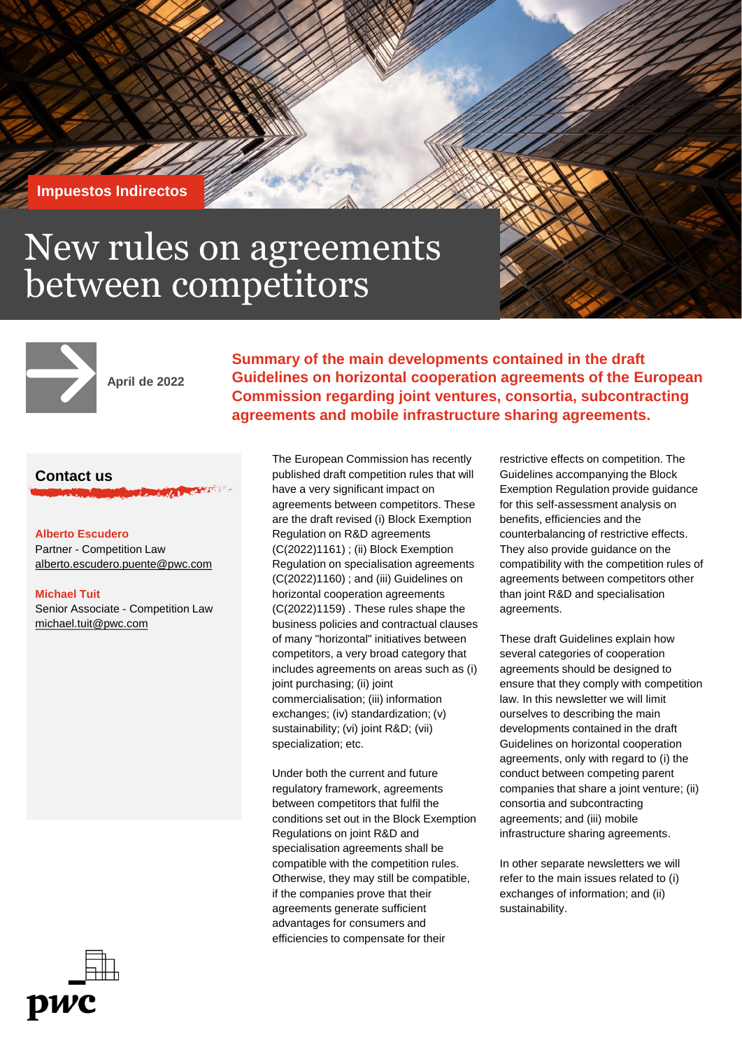Impuestos Indirectos

# New rules on agreements between competitors

April de 2022

**Summary of the main developments contained in the draft Guidelines on horizontal cooperation agreements of the European Commission regarding joint ventures, consortia, subcontracting agreements and mobile infrastructure sharing agreements.**

## Contact us

**Alberto Escudero**
Partner - Competition Law
alberto.escudero.puente@pwc.com

**Michael Tuit**
Senior Associate - Competition Law
michael.tuit@pwc.com

The European Commission has recently published draft competition rules that will have a very significant impact on agreements between competitors. These are the draft revised (i) Block Exemption Regulation on R&D agreements (C(2022)1161) ; (ii) Block Exemption Regulation on specialisation agreements (C(2022)1160) ; and (iii) Guidelines on horizontal cooperation agreements (C(2022)1159) . These rules shape the business policies and contractual clauses of many "horizontal" initiatives between competitors, a very broad category that includes agreements on areas such as (i) joint purchasing; (ii) joint commercialisation; (iii) information exchanges; (iv) standardization; (v) sustainability; (vi) joint R&D; (vii) specialization; etc.

Under both the current and future regulatory framework, agreements between competitors that fulfil the conditions set out in the Block Exemption Regulations on joint R&D and specialisation agreements shall be compatible with the competition rules. Otherwise, they may still be compatible, if the companies prove that their agreements generate sufficient advantages for consumers and efficiencies to compensate for their restrictive effects on competition. The Guidelines accompanying the Block Exemption Regulation provide guidance for this self-assessment analysis on benefits, efficiencies and the counterbalancing of restrictive effects. They also provide guidance on the compatibility with the competition rules of agreements between competitors other than joint R&D and specialisation agreements.

These draft Guidelines explain how several categories of cooperation agreements should be designed to ensure that they comply with competition law. In this newsletter we will limit ourselves to describing the main developments contained in the draft Guidelines on horizontal cooperation agreements, only with regard to (i) the conduct between competing parent companies that share a joint venture; (ii) consortia and subcontracting agreements; and (iii) mobile infrastructure sharing agreements.

In other separate newsletters we will refer to the main issues related to (i) exchanges of information; and (ii) sustainability.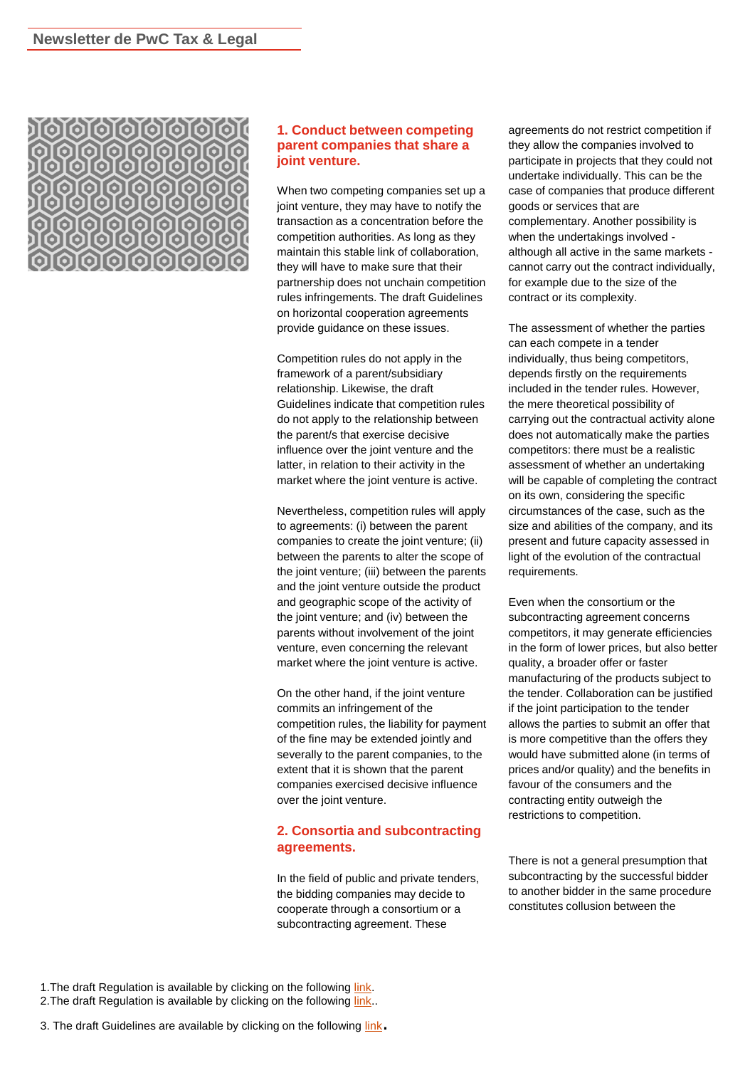## 1. Conduct between competing parent companies that share a joint venture.

When two competing companies set up a joint venture, they may have to notify the transaction as a concentration before the competition authorities. As long as they maintain this stable link of collaboration, they will have to make sure that their partnership does not unchain competition rules infringements. The draft Guidelines on horizontal cooperation agreements provide guidance on these issues.

Competition rules do not apply in the framework of a parent/subsidiary relationship. Likewise, the draft Guidelines indicate that competition rules do not apply to the relationship between the parent/s that exercise decisive influence over the joint venture and the latter, in relation to their activity in the market where the joint venture is active.

Nevertheless, competition rules will apply to agreements: (i) between the parent companies to create the joint venture; (ii) between the parents to alter the scope of the joint venture; (iii) between the parents and the joint venture outside the product and geographic scope of the activity of the joint venture; and (iv) between the parents without involvement of the joint venture, even concerning the relevant market where the joint venture is active.

On the other hand, if the joint venture commits an infringement of the competition rules, the liability for payment of the fine may be extended jointly and severally to the parent companies, to the extent that it is shown that the parent companies exercised decisive influence over the joint venture.

## 2. Consortia and subcontracting agreements.

In the field of public and private tenders, the bidding companies may decide to cooperate through a consortium or a subcontracting agreement. These agreements do not restrict competition if they allow the companies involved to participate in projects that they could not undertake individually. This can be the case of companies that produce different goods or services that are complementary. Another possibility is when the undertakings involved - although all active in the same markets - cannot carry out the contract individually, for example due to the size of the contract or its complexity.

The assessment of whether the parties can each compete in a tender individually, thus being competitors, depends firstly on the requirements included in the tender rules. However, the mere theoretical possibility of carrying out the contractual activity alone does not automatically make the parties competitors: there must be a realistic assessment of whether an undertaking will be capable of completing the contract on its own, considering the specific circumstances of the case, such as the size and abilities of the company, and its present and future capacity assessed in light of the evolution of the contractual requirements.

Even when the consortium or the subcontracting agreement concerns competitors, it may generate efficiencies in the form of lower prices, but also better quality, a broader offer or faster manufacturing of the products subject to the tender. Collaboration can be justified if the joint participation to the tender allows the parties to submit an offer that is more competitive than the offers they would have submitted alone (in terms of prices and/or quality) and the benefits in favour of the consumers and the contracting entity outweigh the restrictions to competition.

There is not a general presumption that subcontracting by the successful bidder to another bidder in the same procedure constitutes collusion between the

1.The draft Regulation is available by clicking on the following link.
2.The draft Regulation is available by clicking on the following link..

3. The draft Guidelines are available by clicking on the following link.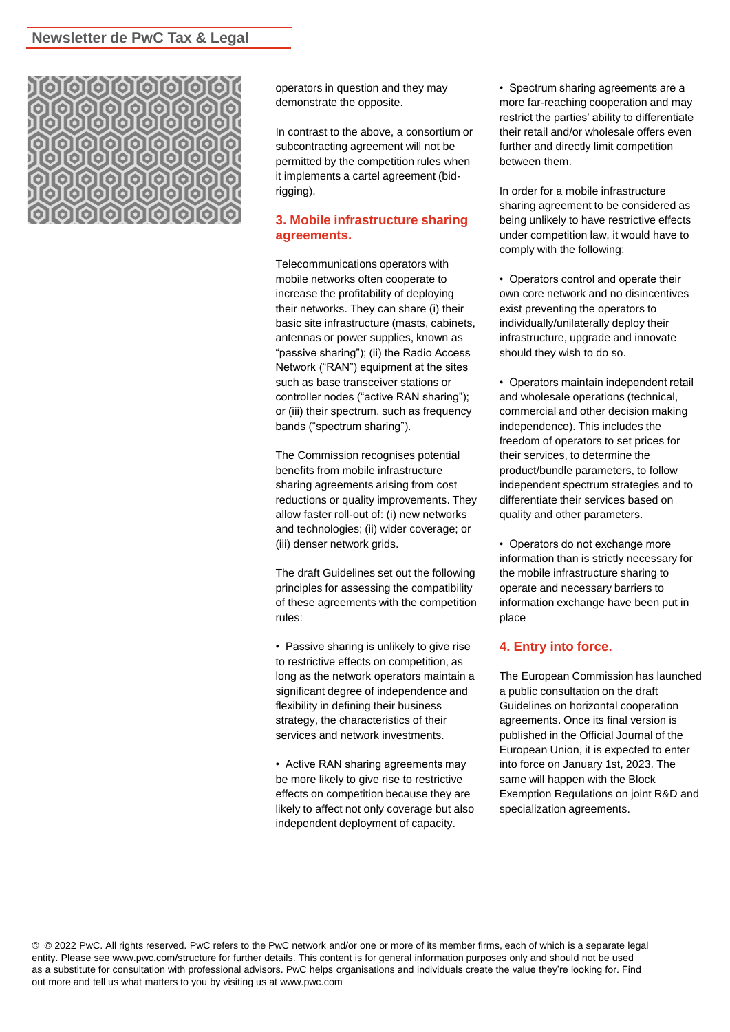operators in question and they may demonstrate the opposite.

In contrast to the above, a consortium or subcontracting agreement will not be permitted by the competition rules when it implements a cartel agreement (bid-rigging).

## 3. Mobile infrastructure sharing agreements.

Telecommunications operators with mobile networks often cooperate to increase the profitability of deploying their networks. They can share (i) their basic site infrastructure (masts, cabinets, antennas or power supplies, known as "passive sharing"); (ii) the Radio Access Network ("RAN") equipment at the sites such as base transceiver stations or controller nodes ("active RAN sharing"); or (iii) their spectrum, such as frequency bands ("spectrum sharing").

The Commission recognises potential benefits from mobile infrastructure sharing agreements arising from cost reductions or quality improvements. They allow faster roll-out of: (i) new networks and technologies; (ii) wider coverage; or (iii) denser network grids.

The draft Guidelines set out the following principles for assessing the compatibility of these agreements with the competition rules:

- Passive sharing is unlikely to give rise to restrictive effects on competition, as long as the network operators maintain a significant degree of independence and flexibility in defining their business strategy, the characteristics of their services and network investments.

- Active RAN sharing agreements may be more likely to give rise to restrictive effects on competition because they are likely to affect not only coverage but also independent deployment of capacity.

- Spectrum sharing agreements are a more far-reaching cooperation and may restrict the parties' ability to differentiate their retail and/or wholesale offers even further and directly limit competition between them.

In order for a mobile infrastructure sharing agreement to be considered as being unlikely to have restrictive effects under competition law, it would have to comply with the following:

- Operators control and operate their own core network and no disincentives exist preventing the operators to individually/unilaterally deploy their infrastructure, upgrade and innovate should they wish to do so.

- Operators maintain independent retail and wholesale operations (technical, commercial and other decision making independence). This includes the freedom of operators to set prices for their services, to determine the product/bundle parameters, to follow independent spectrum strategies and to differentiate their services based on quality and other parameters.

- Operators do not exchange more information than is strictly necessary for the mobile infrastructure sharing to operate and necessary barriers to information exchange have been put in place

## 4. Entry into force.

The European Commission has launched a public consultation on the draft Guidelines on horizontal cooperation agreements. Once its final version is published in the Official Journal of the European Union, it is expected to enter into force on January 1st, 2023. The same will happen with the Block Exemption Regulations on joint R&D and specialization agreements.

© © 2022 PwC. All rights reserved. PwC refers to the PwC network and/or one or more of its member firms, each of which is a separate legal entity. Please see www.pwc.com/structure for further details. This content is for general information purposes only and should not be used as a substitute for consultation with professional advisors. PwC helps organisations and individuals create the value they're looking for. Find out more and tell us what matters to you by visiting us at www.pwc.com